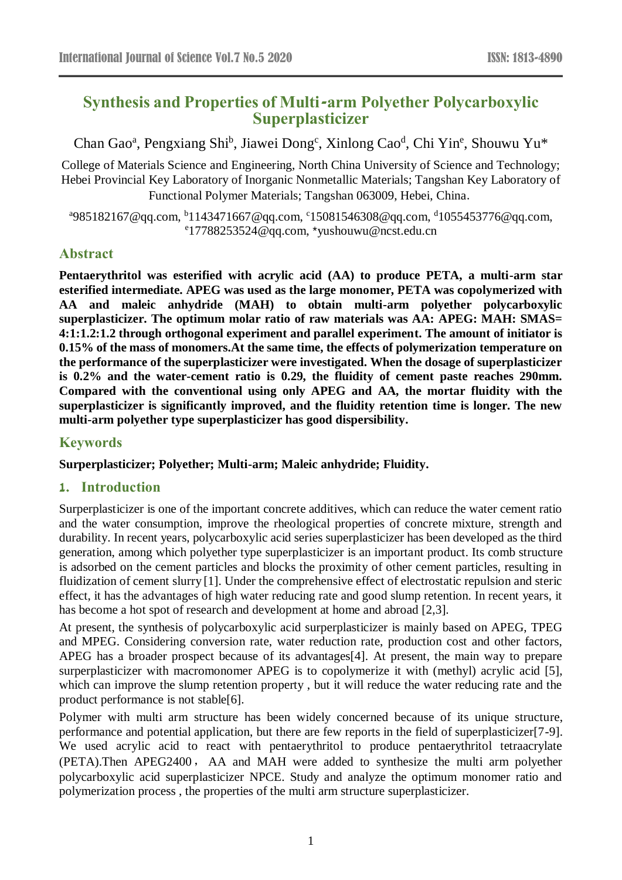# Synthesis and Properties of Multi-arm Polyether Polycarboxylic Superplasticizer

Chan Gao[a], Pengxiang Shi[b], Jiawei Dong[c], Xinlong Cao[d], Chi Yin[e], Shouwu Yu*

College of Materials Science and Engineering, North China University of Science and Technology; Hebei Provincial Key Laboratory of Inorganic Nonmetallic Materials; Tangshan Key Laboratory of Functional Polymer Materials; Tangshan 063009, Hebei, China.

[a]985182167@qq.com, [b]1143471667@qq.com, [c]15081546308@qq.com, [d]1055453776@qq.com, [e]17788253524@qq.com, *yushouwu@ncst.edu.cn

## Abstract

**Pentaerythritol was esterified with acrylic acid (AA) to produce PETA, a multi-arm star esterified intermediate. APEG was used as the large monomer, PETA was copolymerized with AA and maleic anhydride (MAH) to obtain multi-arm polyether polycarboxylic superplasticizer. The optimum molar ratio of raw materials was AA: APEG: MAH: SMAS= 4:1:1.2:1.2 through orthogonal experiment and parallel experiment. The amount of initiator is 0.15% of the mass of monomers.At the same time, the effects of polymerization temperature on the performance of the superplasticizer were investigated. When the dosage of superplasticizer is 0.2% and the water-cement ratio is 0.29, the fluidity of cement paste reaches 290mm. Compared with the conventional using only APEG and AA, the mortar fluidity with the superplasticizer is significantly improved, and the fluidity retention time is longer. The new multi-arm polyether type superplasticizer has good dispersibility.**

## Keywords

**Superplasticizer; Polyether; Multi-arm; Maleic anhydride; Fluidity.**

## 1. Introduction

Superplasticizer is one of the important concrete additives, which can reduce the water cement ratio and the water consumption, improve the rheological properties of concrete mixture, strength and durability. In recent years, polycarboxylic acid series superplasticizer has been developed as the third generation, among which polyether type superplasticizer is an important product. Its comb structure is adsorbed on the cement particles and blocks the proximity of other cement particles, resulting in fluidization of cement slurry [1]. Under the comprehensive effect of electrostatic repulsion and steric effect, it has the advantages of high water reducing rate and good slump retention. In recent years, it has become a hot spot of research and development at home and abroad [2,3].

At present, the synthesis of polycarboxylic acid superplasticizer is mainly based on APEG, TPEG and MPEG. Considering conversion rate, water reduction rate, production cost and other factors, APEG has a broader prospect because of its advantages[4]. At present, the main way to prepare superplasticizer with macromonomer APEG is to copolymerize it with (methyl) acrylic acid [5], which can improve the slump retention property , but it will reduce the water reducing rate and the product performance is not stable[6].

Polymer with multi arm structure has been widely concerned because of its unique structure, performance and potential application, but there are few reports in the field of superplasticizer[7-9]. We used acrylic acid to react with pentaerythritol to produce pentaerythritol tetraacrylate (PETA).Then APEG2400， AA and MAH were added to synthesize the multi arm polyether polycarboxylic acid superplasticizer NPCE. Study and analyze the optimum monomer ratio and polymerization process , the properties of the multi arm structure superplasticizer.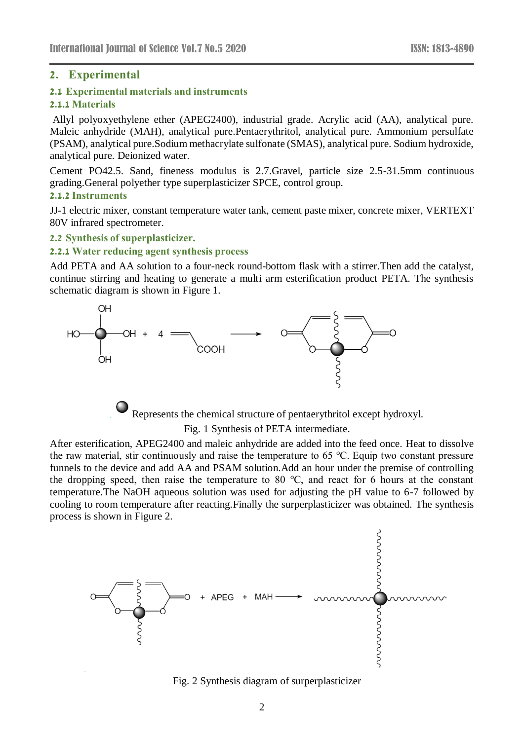## 2. Experimental

### 2.1 Experimental materials and instruments

#### 2.1.1 Materials

Allyl polyoxyethylene ether (APEG2400), industrial grade. Acrylic acid (AA), analytical pure. Maleic anhydride (MAH), analytical pure.Pentaerythritol, analytical pure. Ammonium persulfate (PSAM), analytical pure.Sodium methacrylate sulfonate (SMAS), analytical pure. Sodium hydroxide, analytical pure. Deionized water.

Cement PO42.5. Sand, fineness modulus is 2.7.Gravel, particle size 2.5-31.5mm continuous grading.General polyether type superplasticizer SPCE, control group.

#### 2.1.2 Instruments

JJ-1 electric mixer, constant temperature water tank, cement paste mixer, concrete mixer, VERTEXT 80V infrared spectrometer.

### 2.2 Synthesis of superplasticizer.

#### 2.2.1 Water reducing agent synthesis process

Add PETA and AA solution to a four-neck round-bottom flask with a stirrer.Then add the catalyst, continue stirring and heating to generate a multi arm esterification product PETA. The synthesis schematic diagram is shown in Figure 1.

Represents the chemical structure of pentaerythritol except hydroxyl.

Fig. 1 Synthesis of PETA intermediate.

After esterification, APEG2400 and maleic anhydride are added into the feed once. Heat to dissolve the raw material, stir continuously and raise the temperature to 65 ℃. Equip two constant pressure funnels to the device and add AA and PSAM solution.Add an hour under the premise of controlling the dropping speed, then raise the temperature to 80 ℃, and react for 6 hours at the constant temperature.The NaOH aqueous solution was used for adjusting the pH value to 6-7 followed by cooling to room temperature after reacting.Finally the surperplasticizer was obtained. The synthesis process is shown in Figure 2.

Fig. 2 Synthesis diagram of surperplasticizer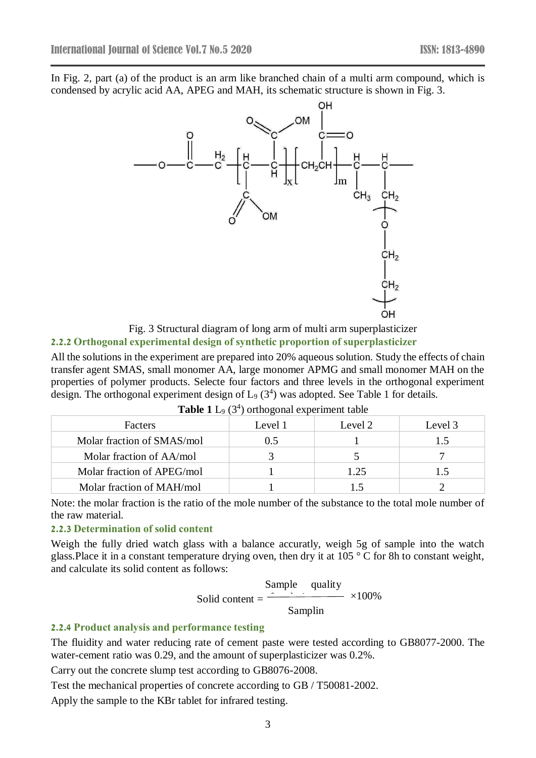In Fig. 2, part (a) of the product is an arm like branched chain of a multi arm compound, which is condensed by acrylic acid AA, APEG and MAH, its schematic structure is shown in Fig. 3.

Fig. 3 Structural diagram of long arm of multi arm superplasticizer

### 2.2.2 Orthogonal experimental design of synthetic proportion of superplasticizer

All the solutions in the experiment are prepared into 20% aqueous solution. Study the effects of chain transfer agent SMAS, small monomer AA, large monomer APMG and small monomer MAH on the properties of polymer products. Selecte four factors and three levels in the orthogonal experiment design. The orthogonal experiment design of $L_9$ ($3^4$) was adopted. See Table 1 for details.

**Table 1** $L_9$ ($3^4$) orthogonal experiment table

| Facters | Level 1 | Level 2 | Level 3 |
|---|---|---|---|
| Molar fraction of SMAS/mol | 0.5 | 1 | 1.5 |
| Molar fraction of AA/mol | 3 | 5 | 7 |
| Molar fraction of APEG/mol | 1 | 1.25 | 1.5 |
| Molar fraction of MAH/mol | 1 | 1.5 | 2 |

Note: the molar fraction is the ratio of the mole number of the substance to the total mole number of the raw material.

### 2.2.3 Determination of solid content

Weigh the fully dried watch glass with a balance accuratly, weigh 5g of sample into the watch glass.Place it in a constant temperature drying oven, then dry it at 105 ° C for 8h to constant weight, and calculate its solid content as follows:

$$\text{Solid content} = \frac{\text{Sample quality}}{\text{Samplin}} \times 100\%$$

### 2.2.4 Product analysis and performance testing

The fluidity and water reducing rate of cement paste were tested according to GB8077-2000. The water-cement ratio was 0.29, and the amount of superplasticizer was 0.2%.

Carry out the concrete slump test according to GB8076-2008.

Test the mechanical properties of concrete according to GB / T50081-2002.

Apply the sample to the KBr tablet for infrared testing.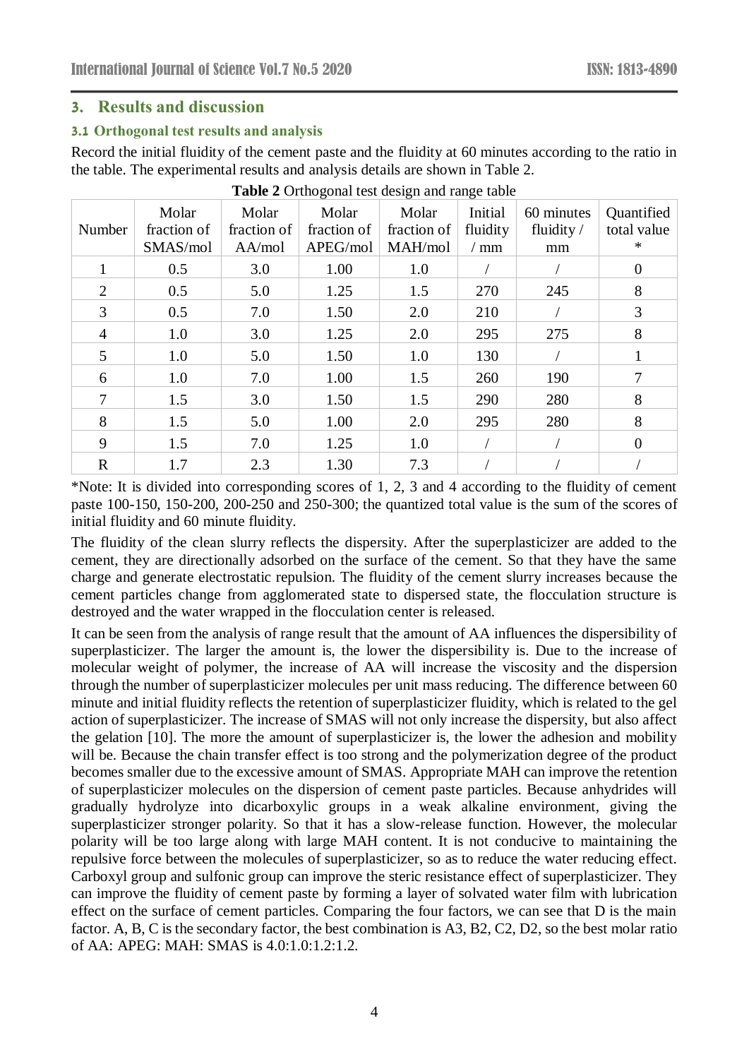## 3. Results and discussion

### 3.1 Orthogonal test results and analysis

Record the initial fluidity of the cement paste and the fluidity at 60 minutes according to the ratio in the table. The experimental results and analysis details are shown in Table 2.

**Table 2** Orthogonal test design and range table

| Number | Molar fraction of SMAS/mol | Molar fraction of AA/mol | Molar fraction of APEG/mol | Molar fraction of MAH/mol | Initial fluidity / mm | 60 minutes fluidity / mm | Quantified total value * |
|---|---|---|---|---|---|---|---|
| 1 | 0.5 | 3.0 | 1.00 | 1.0 | / | / | 0 |
| 2 | 0.5 | 5.0 | 1.25 | 1.5 | 270 | 245 | 8 |
| 3 | 0.5 | 7.0 | 1.50 | 2.0 | 210 | / | 3 |
| 4 | 1.0 | 3.0 | 1.25 | 2.0 | 295 | 275 | 8 |
| 5 | 1.0 | 5.0 | 1.50 | 1.0 | 130 | / | 1 |
| 6 | 1.0 | 7.0 | 1.00 | 1.5 | 260 | 190 | 7 |
| 7 | 1.5 | 3.0 | 1.50 | 1.5 | 290 | 280 | 8 |
| 8 | 1.5 | 5.0 | 1.00 | 2.0 | 295 | 280 | 8 |
| 9 | 1.5 | 7.0 | 1.25 | 1.0 | / | / | 0 |
| R | 1.7 | 2.3 | 1.30 | 7.3 | / | / | / |

*Note: It is divided into corresponding scores of 1, 2, 3 and 4 according to the fluidity of cement paste 100-150, 150-200, 200-250 and 250-300; the quantized total value is the sum of the scores of initial fluidity and 60 minute fluidity.

The fluidity of the clean slurry reflects the dispersity. After the superplasticizer are added to the cement, they are directionally adsorbed on the surface of the cement. So that they have the same charge and generate electrostatic repulsion. The fluidity of the cement slurry increases because the cement particles change from agglomerated state to dispersed state, the flocculation structure is destroyed and the water wrapped in the flocculation center is released.

It can be seen from the analysis of range result that the amount of AA influences the dispersibility of superplasticizer. The larger the amount is, the lower the dispersibility is. Due to the increase of molecular weight of polymer, the increase of AA will increase the viscosity and the dispersion through the number of superplasticizer molecules per unit mass reducing. The difference between 60 minute and initial fluidity reflects the retention of superplasticizer fluidity, which is related to the gel action of superplasticizer. The increase of SMAS will not only increase the dispersity, but also affect the gelation [10]. The more the amount of superplasticizer is, the lower the adhesion and mobility will be. Because the chain transfer effect is too strong and the polymerization degree of the product becomes smaller due to the excessive amount of SMAS. Appropriate MAH can improve the retention of superplasticizer molecules on the dispersion of cement paste particles. Because anhydrides will gradually hydrolyze into dicarboxylic groups in a weak alkaline environment, giving the superplasticizer stronger polarity. So that it has a slow-release function. However, the molecular polarity will be too large along with large MAH content. It is not conducive to maintaining the repulsive force between the molecules of superplasticizer, so as to reduce the water reducing effect. Carboxyl group and sulfonic group can improve the steric resistance effect of superplasticizer. They can improve the fluidity of cement paste by forming a layer of solvated water film with lubrication effect on the surface of cement particles. Comparing the four factors, we can see that D is the main factor. A, B, C is the secondary factor, the best combination is A3, B2, C2, D2, so the best molar ratio of AA: APEG: MAH: SMAS is 4.0:1.0:1.2:1.2.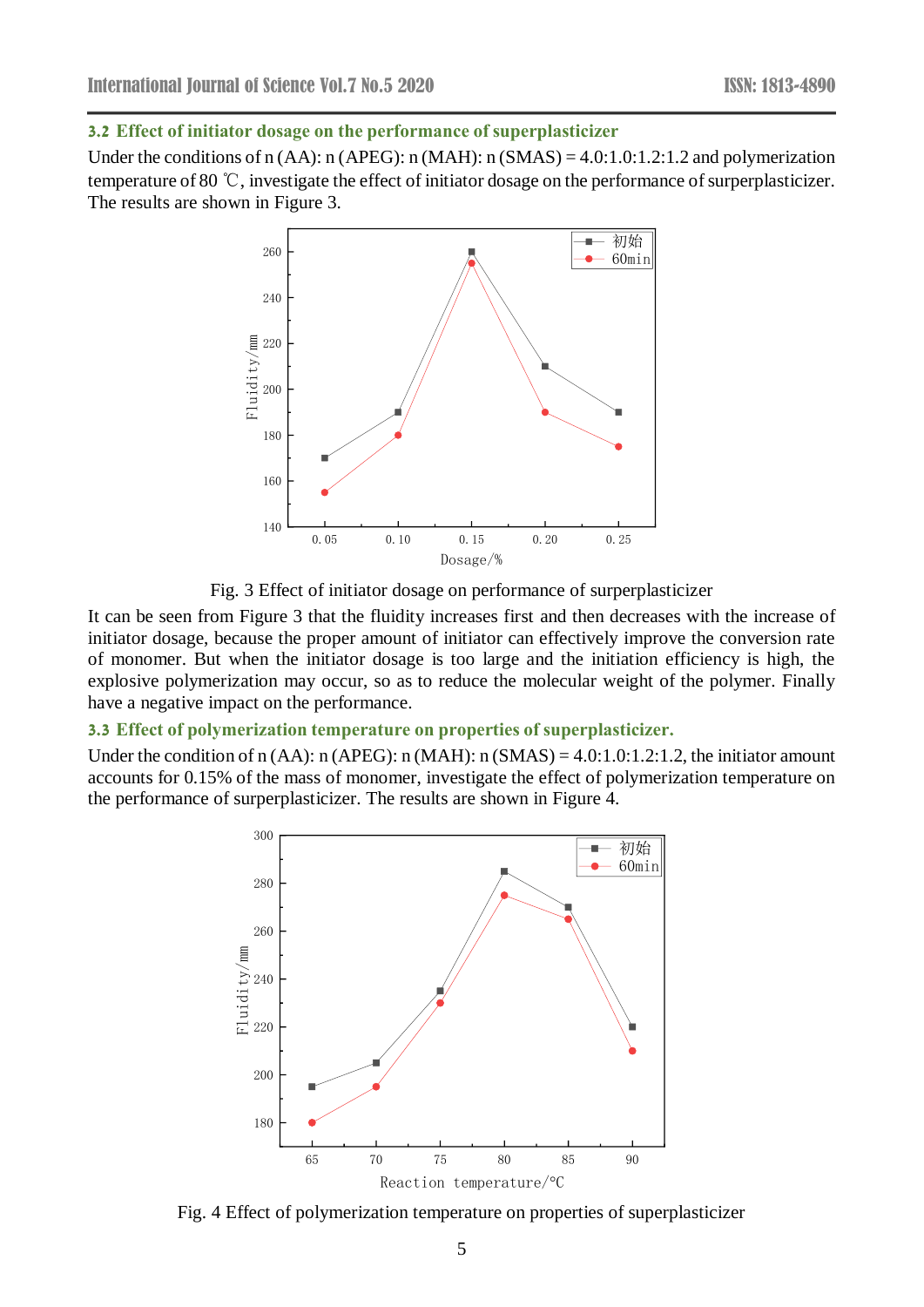### 3.2 Effect of initiator dosage on the performance of superplasticizer

Under the conditions of n (AA): n (APEG): n (MAH): n (SMAS) = 4.0:1.0:1.2:1.2 and polymerization temperature of 80 ℃, investigate the effect of initiator dosage on the performance of surperplasticizer. The results are shown in Figure 3.

Fig. 3 Effect of initiator dosage on performance of surperplasticizer

It can be seen from Figure 3 that the fluidity increases first and then decreases with the increase of initiator dosage, because the proper amount of initiator can effectively improve the conversion rate of monomer. But when the initiator dosage is too large and the initiation efficiency is high, the explosive polymerization may occur, so as to reduce the molecular weight of the polymer. Finally have a negative impact on the performance.

### 3.3 Effect of polymerization temperature on properties of superplasticizer.

Under the condition of n (AA): n (APEG): n (MAH): n (SMAS) = 4.0:1.0:1.2:1.2, the initiator amount accounts for 0.15% of the mass of monomer, investigate the effect of polymerization temperature on the performance of surperplasticizer. The results are shown in Figure 4.

Fig. 4 Effect of polymerization temperature on properties of superplasticizer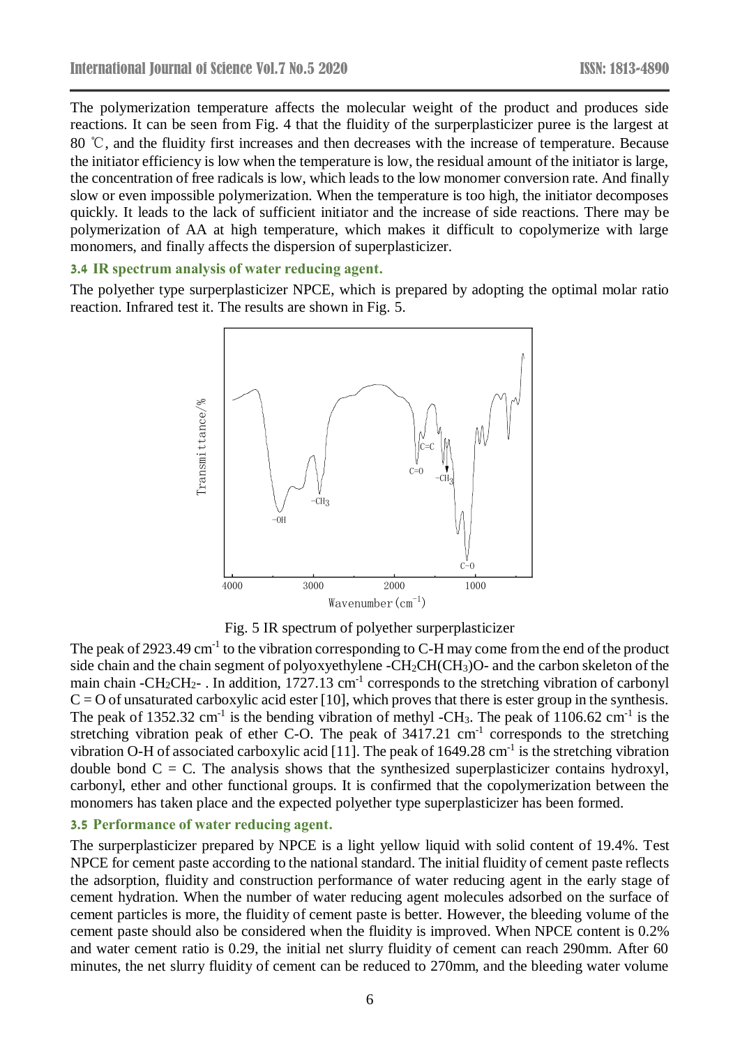The polymerization temperature affects the molecular weight of the product and produces side reactions. It can be seen from Fig. 4 that the fluidity of the superplasticizer puree is the largest at 80 ℃, and the fluidity first increases and then decreases with the increase of temperature. Because the initiator efficiency is low when the temperature is low, the residual amount of the initiator is large, the concentration of free radicals is low, which leads to the low monomer conversion rate. And finally slow or even impossible polymerization. When the temperature is too high, the initiator decomposes quickly. It leads to the lack of sufficient initiator and the increase of side reactions. There may be polymerization of AA at high temperature, which makes it difficult to copolymerize with large monomers, and finally affects the dispersion of superplasticizer.

### 3.4 IR spectrum analysis of water reducing agent.

The polyether type superplasticizer NPCE, which is prepared by adopting the optimal molar ratio reaction. Infrared test it. The results are shown in Fig. 5.

Fig. 5 IR spectrum of polyether superplasticizer

The peak of 2923.49 $cm^{-1}$ to the vibration corresponding to C-H may come from the end of the product side chain and the chain segment of polyoxyethylene $-CH_2CH(CH_3)O-$ and the carbon skeleton of the main chain $-CH_2CH_2-$ . In addition, 1727.13 $cm^{-1}$ corresponds to the stretching vibration of carbonyl C = O of unsaturated carboxylic acid ester [10], which proves that there is ester group in the synthesis. The peak of 1352.32 $cm^{-1}$ is the bending vibration of methyl $-CH_3$. The peak of 1106.62 $cm^{-1}$ is the stretching vibration peak of ether C-O. The peak of 3417.21 $cm^{-1}$ corresponds to the stretching vibration O-H of associated carboxylic acid [11]. The peak of 1649.28 $cm^{-1}$ is the stretching vibration double bond C = C. The analysis shows that the synthesized superplasticizer contains hydroxyl, carbonyl, ether and other functional groups. It is confirmed that the copolymerization between the monomers has taken place and the expected polyether type superplasticizer has been formed.

### 3.5 Performance of water reducing agent.

The surperplasticizer prepared by NPCE is a light yellow liquid with solid content of 19.4%. Test NPCE for cement paste according to the national standard. The initial fluidity of cement paste reflects the adsorption, fluidity and construction performance of water reducing agent in the early stage of cement hydration. When the number of water reducing agent molecules adsorbed on the surface of cement particles is more, the fluidity of cement paste is better. However, the bleeding volume of the cement paste should also be considered when the fluidity is improved. When NPCE content is 0.2% and water cement ratio is 0.29, the initial net slurry fluidity of cement can reach 290mm. After 60 minutes, the net slurry fluidity of cement can be reduced to 270mm, and the bleeding water volume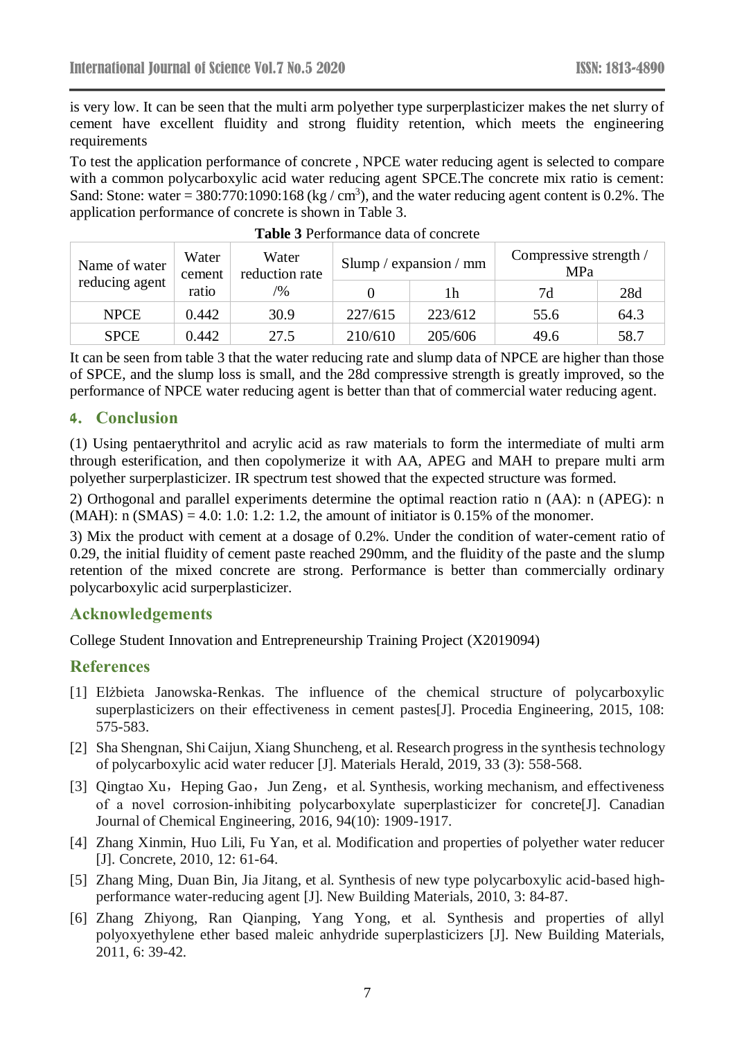is very low. It can be seen that the multi arm polyether type superplasticizer makes the net slurry of cement have excellent fluidity and strong fluidity retention, which meets the engineering requirements

To test the application performance of concrete , NPCE water reducing agent is selected to compare with a common polycarboxylic acid water reducing agent SPCE.The concrete mix ratio is cement: Sand: Stone: water = 380:770:1090:168 (kg / $cm^3$), and the water reducing agent content is 0.2%. The application performance of concrete is shown in Table 3.

**Table 3** Performance data of concrete

| Name of water reducing agent | Water cement ratio | Water reduction rate /% | Slump / expansion / mm | | Compressive strength / MPa | |
|---|---|---|---|---|---|---|
| | | | 0 | 1h | 7d | 28d |
| NPCE | 0.442 | 30.9 | 227/615 | 223/612 | 55.6 | 64.3 |
| SPCE | 0.442 | 27.5 | 210/610 | 205/606 | 49.6 | 58.7 |

It can be seen from table 3 that the water reducing rate and slump data of NPCE are higher than those of SPCE, and the slump loss is small, and the 28d compressive strength is greatly improved, so the performance of NPCE water reducing agent is better than that of commercial water reducing agent.

## 4. Conclusion

(1) Using pentaerythritol and acrylic acid as raw materials to form the intermediate of multi arm through esterification, and then copolymerize it with AA, APEG and MAH to prepare multi arm polyether superplasticizer. IR spectrum test showed that the expected structure was formed.

2) Orthogonal and parallel experiments determine the optimal reaction ratio n (AA): n (APEG): n (MAH): n (SMAS) = 4.0: 1.0: 1.2: 1.2, the amount of initiator is 0.15% of the monomer.

3) Mix the product with cement at a dosage of 0.2%. Under the condition of water-cement ratio of 0.29, the initial fluidity of cement paste reached 290mm, and the fluidity of the paste and the slump retention of the mixed concrete are strong. Performance is better than commercially ordinary polycarboxylic acid superplasticizer.

## Acknowledgements

College Student Innovation and Entrepreneurship Training Project (X2019094)

## References

[1] Elżbieta Janowska-Renkas. The influence of the chemical structure of polycarboxylic superplasticizers on their effectiveness in cement pastes[J]. Procedia Engineering, 2015, 108: 575-583.

[2] Sha Shengnan, Shi Caijun, Xiang Shuncheng, et al. Research progress in the synthesis technology of polycarboxylic acid water reducer [J]. Materials Herald, 2019, 33 (3): 558-568.

[3] Qingtao Xu，Heping Gao，Jun Zeng，et al. Synthesis, working mechanism, and effectiveness of a novel corrosion-inhibiting polycarboxylate superplasticizer for concrete[J]. Canadian Journal of Chemical Engineering, 2016, 94(10): 1909-1917.

[4] Zhang Xinmin, Huo Lili, Fu Yan, et al. Modification and properties of polyether water reducer [J]. Concrete, 2010, 12: 61-64.

[5] Zhang Ming, Duan Bin, Jia Jitang, et al. Synthesis of new type polycarboxylic acid-based high-performance water-reducing agent [J]. New Building Materials, 2010, 3: 84-87.

[6] Zhang Zhiyong, Ran Qianping, Yang Yong, et al. Synthesis and properties of allyl polyoxyethylene ether based maleic anhydride superplasticizers [J]. New Building Materials, 2011, 6: 39-42.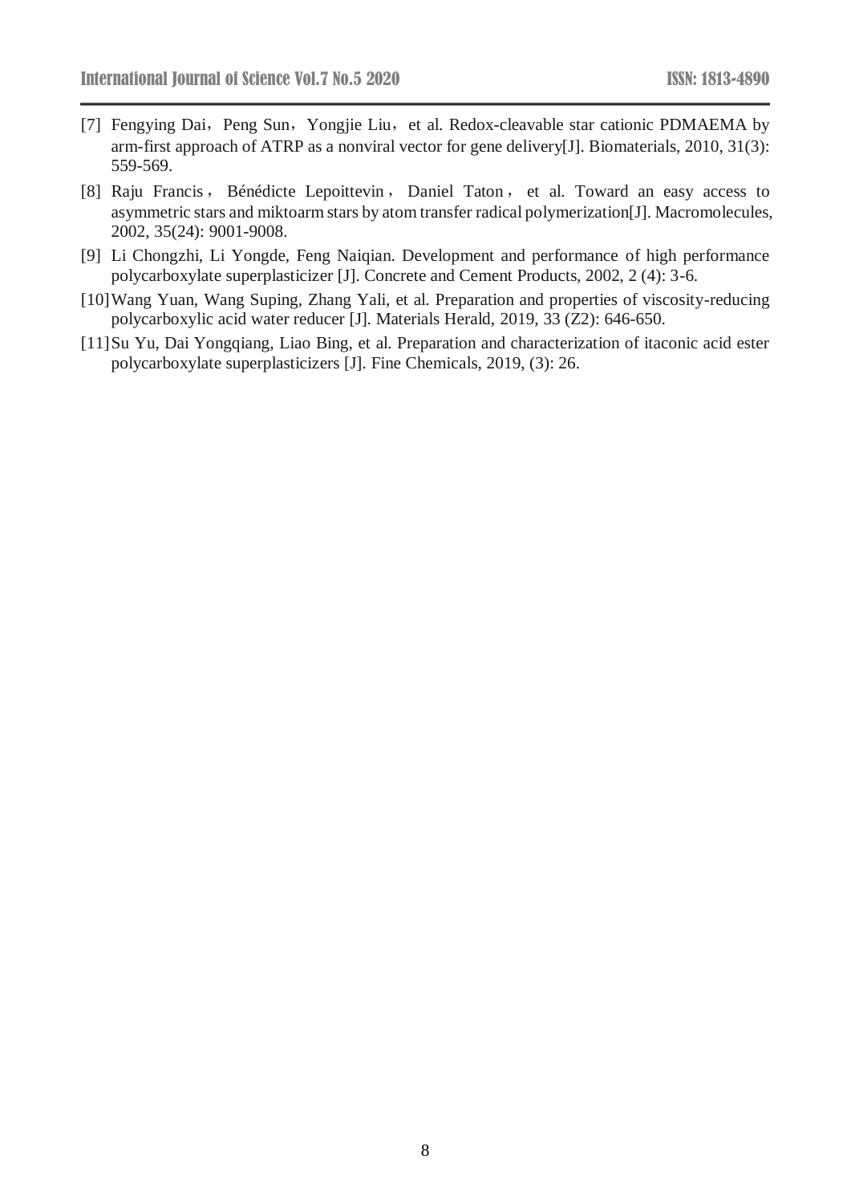[7] Fengying Dai，Peng Sun，Yongjie Liu，et al. Redox-cleavable star cationic PDMAEMA by arm-first approach of ATRP as a nonviral vector for gene delivery[J]. Biomaterials, 2010, 31(3): 559-569.

[8] Raju Francis，Bénédicte Lepoittevin，Daniel Taton，et al. Toward an easy access to asymmetric stars and miktoarm stars by atom transfer radical polymerization[J]. Macromolecules, 2002, 35(24): 9001-9008.

[9] Li Chongzhi, Li Yongde, Feng Naiqian. Development and performance of high performance polycarboxylate superplasticizer [J]. Concrete and Cement Products, 2002, 2 (4): 3-6.

[10] Wang Yuan, Wang Suping, Zhang Yali, et al. Preparation and properties of viscosity-reducing polycarboxylic acid water reducer [J]. Materials Herald, 2019, 33 (Z2): 646-650.

[11] Su Yu, Dai Yongqiang, Liao Bing, et al. Preparation and characterization of itaconic acid ester polycarboxylate superplasticizers [J]. Fine Chemicals, 2019, (3): 26.